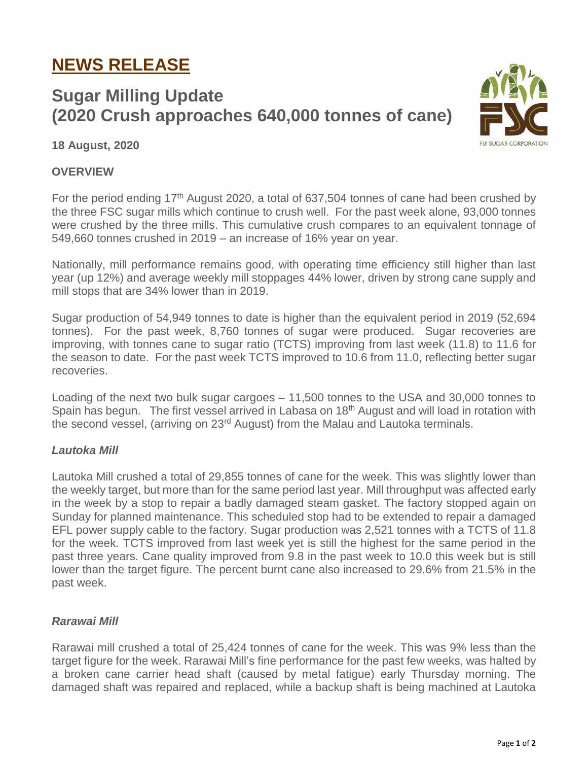# NEWS RELEASE

## Sugar Milling Update (2020 Crush approaches 640,000 tonnes of cane)

**18 August, 2020**

**OVERVIEW**

For the period ending 17th August 2020, a total of 637,504 tonnes of cane had been crushed by the three FSC sugar mills which continue to crush well. For the past week alone, 93,000 tonnes were crushed by the three mills. This cumulative crush compares to an equivalent tonnage of 549,660 tonnes crushed in 2019 – an increase of 16% year on year.

Nationally, mill performance remains good, with operating time efficiency still higher than last year (up 12%) and average weekly mill stoppages 44% lower, driven by strong cane supply and mill stops that are 34% lower than in 2019.

Sugar production of 54,949 tonnes to date is higher than the equivalent period in 2019 (52,694 tonnes). For the past week, 8,760 tonnes of sugar were produced. Sugar recoveries are improving, with tonnes cane to sugar ratio (TCTS) improving from last week (11.8) to 11.6 for the season to date. For the past week TCTS improved to 10.6 from 11.0, reflecting better sugar recoveries.

Loading of the next two bulk sugar cargoes – 11,500 tonnes to the USA and 30,000 tonnes to Spain has begun. The first vessel arrived in Labasa on 18th August and will load in rotation with the second vessel, (arriving on 23rd August) from the Malau and Lautoka terminals.

***Lautoka Mill***

Lautoka Mill crushed a total of 29,855 tonnes of cane for the week. This was slightly lower than the weekly target, but more than for the same period last year. Mill throughput was affected early in the week by a stop to repair a badly damaged steam gasket. The factory stopped again on Sunday for planned maintenance. This scheduled stop had to be extended to repair a damaged EFL power supply cable to the factory. Sugar production was 2,521 tonnes with a TCTS of 11.8 for the week. TCTS improved from last week yet is still the highest for the same period in the past three years. Cane quality improved from 9.8 in the past week to 10.0 this week but is still lower than the target figure. The percent burnt cane also increased to 29.6% from 21.5% in the past week.

***Rarawai Mill***

Rarawai mill crushed a total of 25,424 tonnes of cane for the week. This was 9% less than the target figure for the week. Rarawai Mill's fine performance for the past few weeks, was halted by a broken cane carrier head shaft (caused by metal fatigue) early Thursday morning. The damaged shaft was repaired and replaced, while a backup shaft is being machined at Lautoka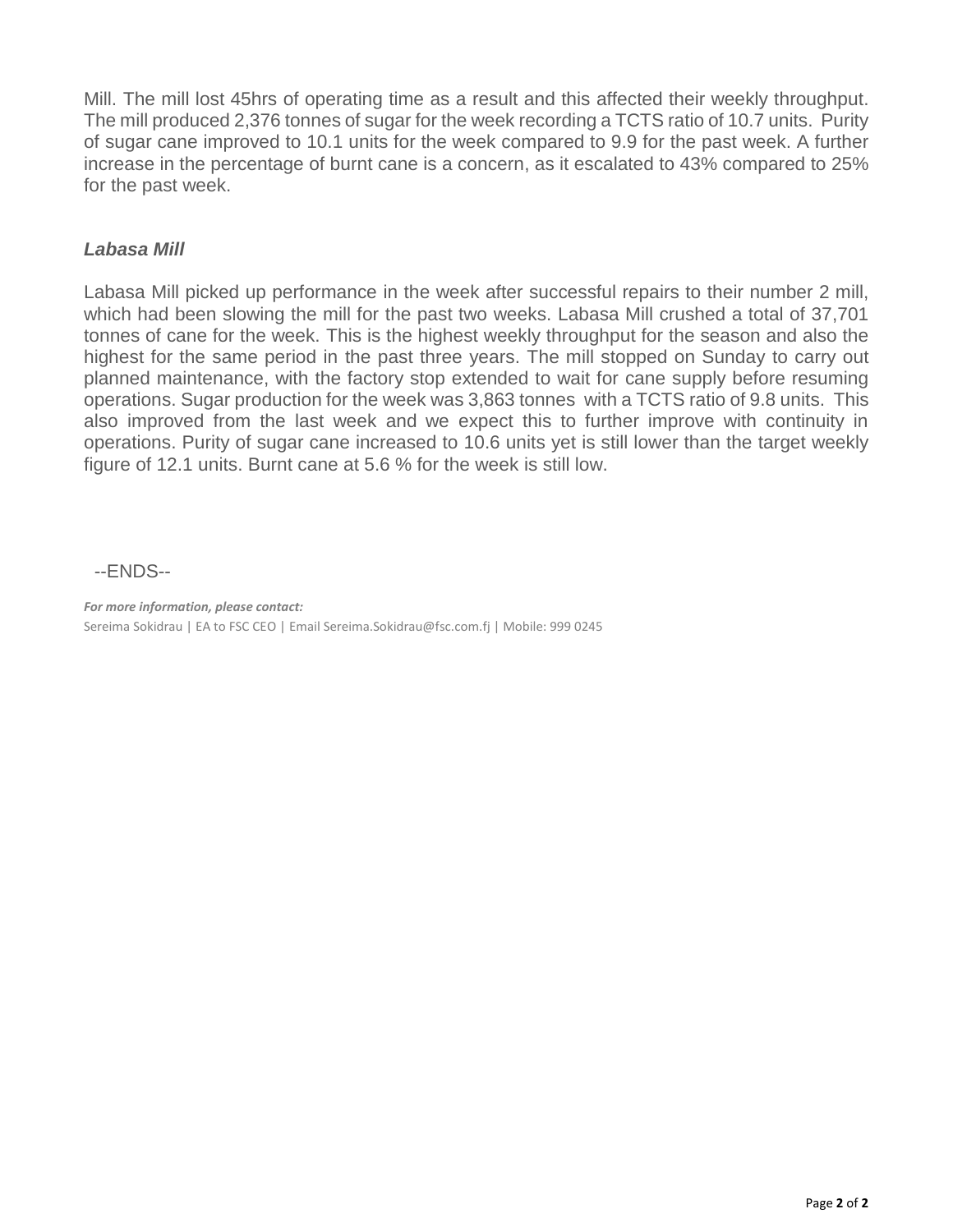Mill. The mill lost 45hrs of operating time as a result and this affected their weekly throughput. The mill produced 2,376 tonnes of sugar for the week recording a TCTS ratio of 10.7 units. Purity of sugar cane improved to 10.1 units for the week compared to 9.9 for the past week. A further increase in the percentage of burnt cane is a concern, as it escalated to 43% compared to 25% for the past week.

### *Labasa Mill*

Labasa Mill picked up performance in the week after successful repairs to their number 2 mill, which had been slowing the mill for the past two weeks. Labasa Mill crushed a total of 37,701 tonnes of cane for the week. This is the highest weekly throughput for the season and also the highest for the same period in the past three years. The mill stopped on Sunday to carry out planned maintenance, with the factory stop extended to wait for cane supply before resuming operations. Sugar production for the week was 3,863 tonnes with a TCTS ratio of 9.8 units. This also improved from the last week and we expect this to further improve with continuity in operations. Purity of sugar cane increased to 10.6 units yet is still lower than the target weekly figure of 12.1 units. Burnt cane at 5.6 % for the week is still low.

--ENDS--

***For more information, please contact:***

Sereima Sokidrau | EA to FSC CEO | Email Sereima.Sokidrau@fsc.com.fj | Mobile: 999 0245